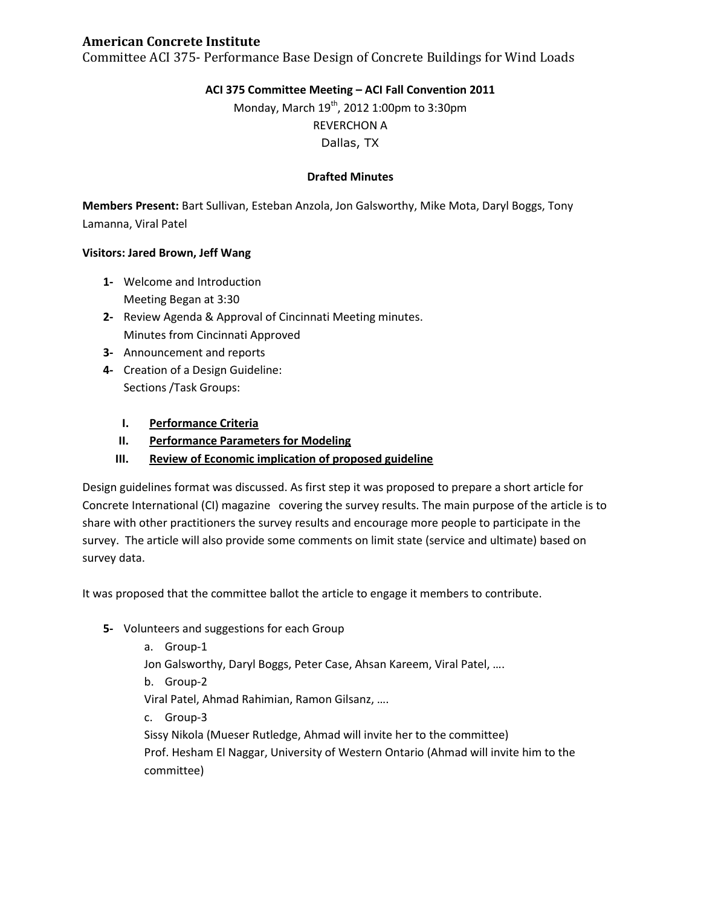**American Concrete Institute**

Committee ACI 375- Performance Base Design of Concrete Buildings for Wind Loads

**ACI 375 Committee Meeting – ACI Fall Convention 2011**

Monday, March 19th, 2012 1:00pm to 3:30pm

REVERCHON A

Dallas, TX

**Drafted Minutes**

**Members Present:** Bart Sullivan, Esteban Anzola, Jon Galsworthy, Mike Mota, Daryl Boggs, Tony Lamanna, Viral Patel

**Visitors: Jared Brown, Jeff Wang**

1- Welcome and Introduction
   Meeting Began at 3:30
2- Review Agenda & Approval of Cincinnati Meeting minutes.
   Minutes from Cincinnati Approved
3- Announcement and reports
4- Creation of a Design Guideline:
   Sections /Task Groups:

   I. <u>**Performance Criteria**</u>
   II. <u>**Performance Parameters for Modeling**</u>
   III. <u>**Review of Economic implication of proposed guideline**</u>

Design guidelines format was discussed. As first step it was proposed to prepare a short article for Concrete International (CI) magazine covering the survey results. The main purpose of the article is to share with other practitioners the survey results and encourage more people to participate in the survey. The article will also provide some comments on limit state (service and ultimate) based on survey data.

It was proposed that the committee ballot the article to engage it members to contribute.

5- Volunteers and suggestions for each Group
   a. Group-1
   Jon Galsworthy, Daryl Boggs, Peter Case, Ahsan Kareem, Viral Patel, ….
   b. Group-2
   Viral Patel, Ahmad Rahimian, Ramon Gilsanz, ….
   c. Group-3
   Sissy Nikola (Mueser Rutledge, Ahmad will invite her to the committee)
   Prof. Hesham El Naggar, University of Western Ontario (Ahmad will invite him to the committee)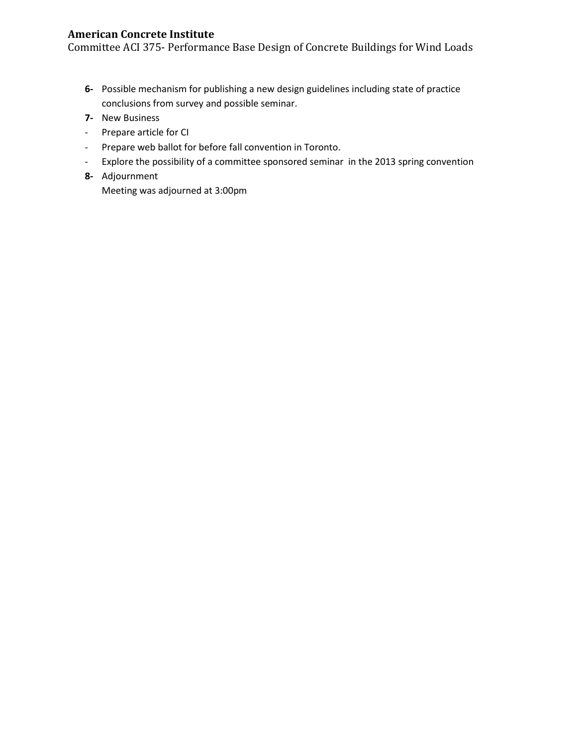**6-** Possible mechanism for publishing a new design guidelines including state of practice conclusions from survey and possible seminar.

**7-** New Business

- Prepare article for CI
- Prepare web ballot for before fall convention in Toronto.
- Explore the possibility of a committee sponsored seminar in the 2013 spring convention

**8-** Adjournment

Meeting was adjourned at 3:00pm